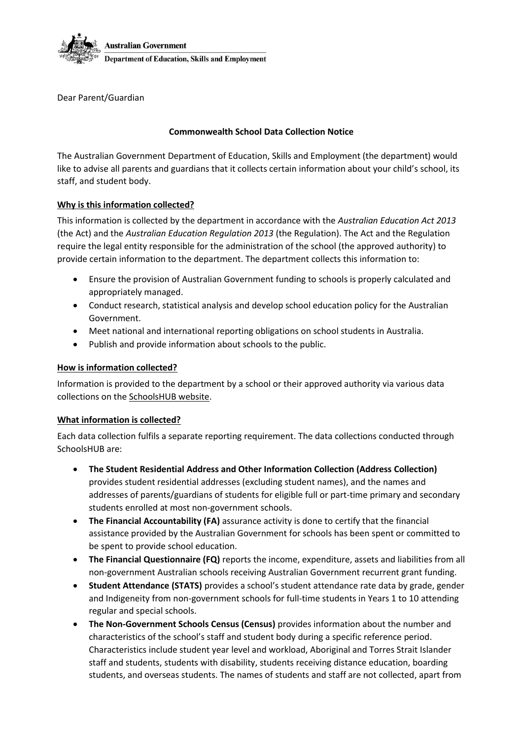Australian Government

Department of Education, Skills and Employment

Dear Parent/Guardian

**Commonwealth School Data Collection Notice**

The Australian Government Department of Education, Skills and Employment (the department) would like to advise all parents and guardians that it collects certain information about your child's school, its staff, and student body.

## Why is this information collected?

This information is collected by the department in accordance with the *Australian Education Act 2013* (the Act) and the *Australian Education Regulation 2013* (the Regulation). The Act and the Regulation require the legal entity responsible for the administration of the school (the approved authority) to provide certain information to the department. The department collects this information to:

- Ensure the provision of Australian Government funding to schools is properly calculated and appropriately managed.
- Conduct research, statistical analysis and develop school education policy for the Australian Government.
- Meet national and international reporting obligations on school students in Australia.
- Publish and provide information about schools to the public.

## How is information collected?

Information is provided to the department by a school or their approved authority via various data collections on the SchoolsHUB website.

## What information is collected?

Each data collection fulfils a separate reporting requirement. The data collections conducted through SchoolsHUB are:

- **The Student Residential Address and Other Information Collection (Address Collection)** provides student residential addresses (excluding student names), and the names and addresses of parents/guardians of students for eligible full or part-time primary and secondary students enrolled at most non-government schools.
- **The Financial Accountability (FA)** assurance activity is done to certify that the financial assistance provided by the Australian Government for schools has been spent or committed to be spent to provide school education.
- **The Financial Questionnaire (FQ)** reports the income, expenditure, assets and liabilities from all non-government Australian schools receiving Australian Government recurrent grant funding.
- **Student Attendance (STATS)** provides a school's student attendance rate data by grade, gender and Indigeneity from non-government schools for full-time students in Years 1 to 10 attending regular and special schools.
- **The Non-Government Schools Census (Census)** provides information about the number and characteristics of the school's staff and student body during a specific reference period. Characteristics include student year level and workload, Aboriginal and Torres Strait Islander staff and students, students with disability, students receiving distance education, boarding students, and overseas students. The names of students and staff are not collected, apart from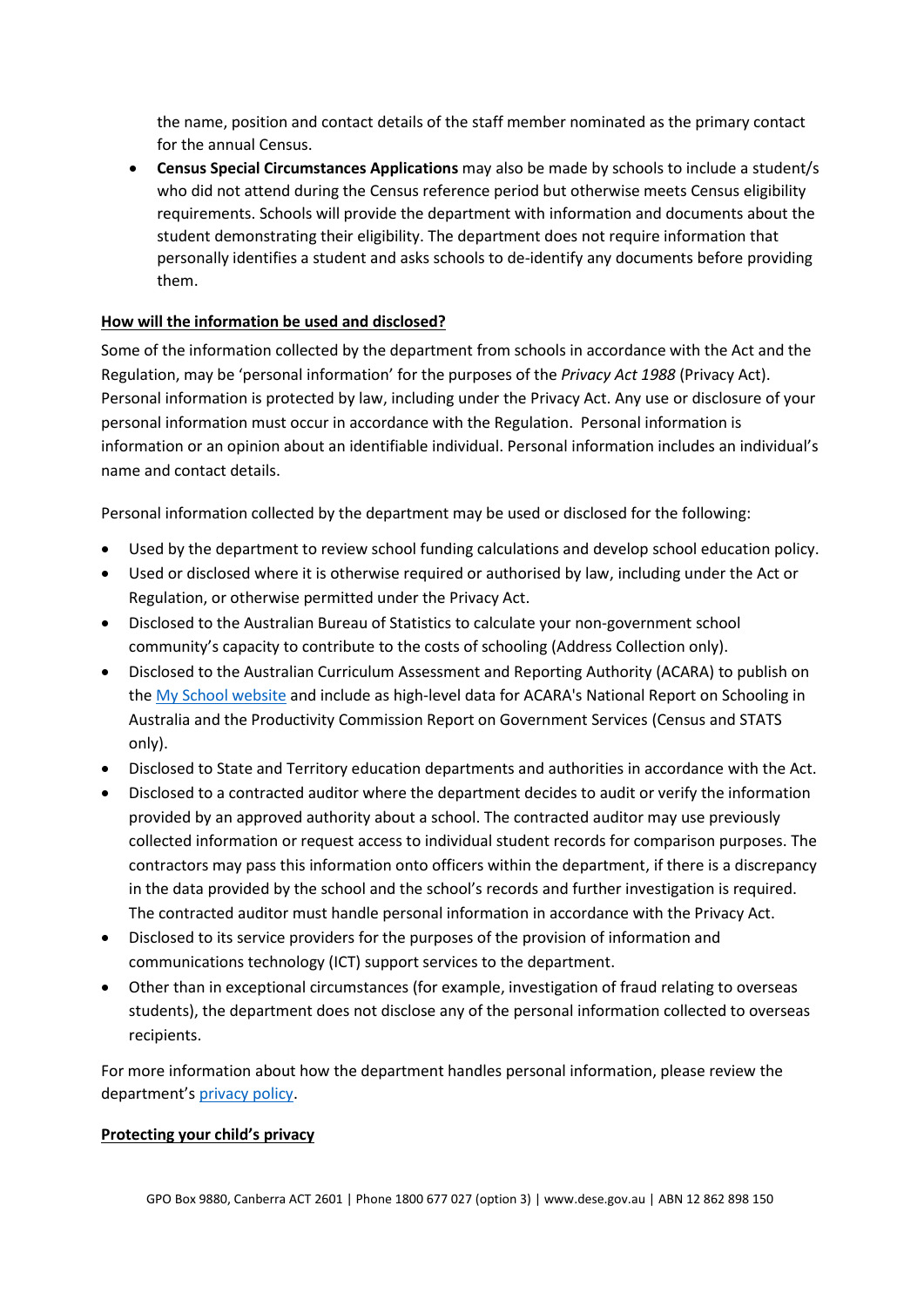the name, position and contact details of the staff member nominated as the primary contact for the annual Census.

- **Census Special Circumstances Applications** may also be made by schools to include a student/s who did not attend during the Census reference period but otherwise meets Census eligibility requirements. Schools will provide the department with information and documents about the student demonstrating their eligibility. The department does not require information that personally identifies a student and asks schools to de-identify any documents before providing them.

**How will the information be used and disclosed?**

Some of the information collected by the department from schools in accordance with the Act and the Regulation, may be 'personal information' for the purposes of the *Privacy Act 1988* (Privacy Act). Personal information is protected by law, including under the Privacy Act. Any use or disclosure of your personal information must occur in accordance with the Regulation. Personal information is information or an opinion about an identifiable individual. Personal information includes an individual's name and contact details.

Personal information collected by the department may be used or disclosed for the following:

- Used by the department to review school funding calculations and develop school education policy.
- Used or disclosed where it is otherwise required or authorised by law, including under the Act or Regulation, or otherwise permitted under the Privacy Act.
- Disclosed to the Australian Bureau of Statistics to calculate your non-government school community's capacity to contribute to the costs of schooling (Address Collection only).
- Disclosed to the Australian Curriculum Assessment and Reporting Authority (ACARA) to publish on the My School website and include as high-level data for ACARA's National Report on Schooling in Australia and the Productivity Commission Report on Government Services (Census and STATS only).
- Disclosed to State and Territory education departments and authorities in accordance with the Act.
- Disclosed to a contracted auditor where the department decides to audit or verify the information provided by an approved authority about a school. The contracted auditor may use previously collected information or request access to individual student records for comparison purposes. The contractors may pass this information onto officers within the department, if there is a discrepancy in the data provided by the school and the school's records and further investigation is required. The contracted auditor must handle personal information in accordance with the Privacy Act.
- Disclosed to its service providers for the purposes of the provision of information and communications technology (ICT) support services to the department.
- Other than in exceptional circumstances (for example, investigation of fraud relating to overseas students), the department does not disclose any of the personal information collected to overseas recipients.

For more information about how the department handles personal information, please review the department's privacy policy.

**Protecting your child's privacy**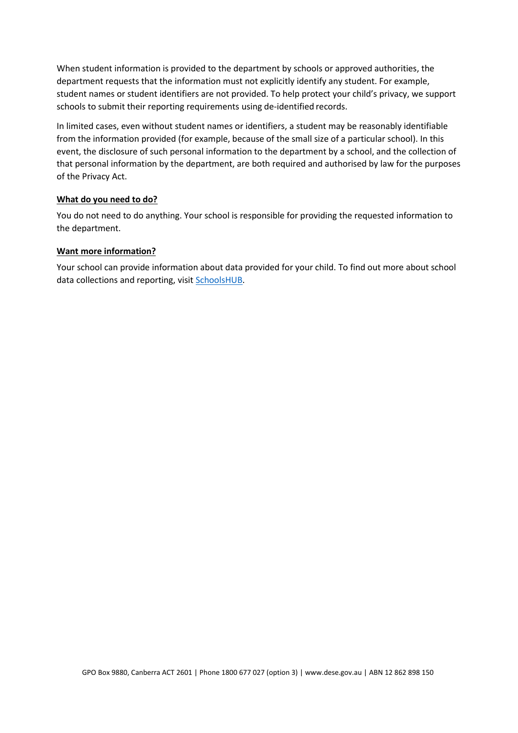When student information is provided to the department by schools or approved authorities, the department requests that the information must not explicitly identify any student. For example, student names or student identifiers are not provided. To help protect your child's privacy, we support schools to submit their reporting requirements using de-identified records.

In limited cases, even without student names or identifiers, a student may be reasonably identifiable from the information provided (for example, because of the small size of a particular school). In this event, the disclosure of such personal information to the department by a school, and the collection of that personal information by the department, are both required and authorised by law for the purposes of the Privacy Act.

**What do you need to do?**

You do not need to do anything. Your school is responsible for providing the requested information to the department.

**Want more information?**

Your school can provide information about data provided for your child. To find out more about school data collections and reporting, visit SchoolsHUB.

GPO Box 9880, Canberra ACT 2601 | Phone 1800 677 027 (option 3) | www.dese.gov.au | ABN 12 862 898 150